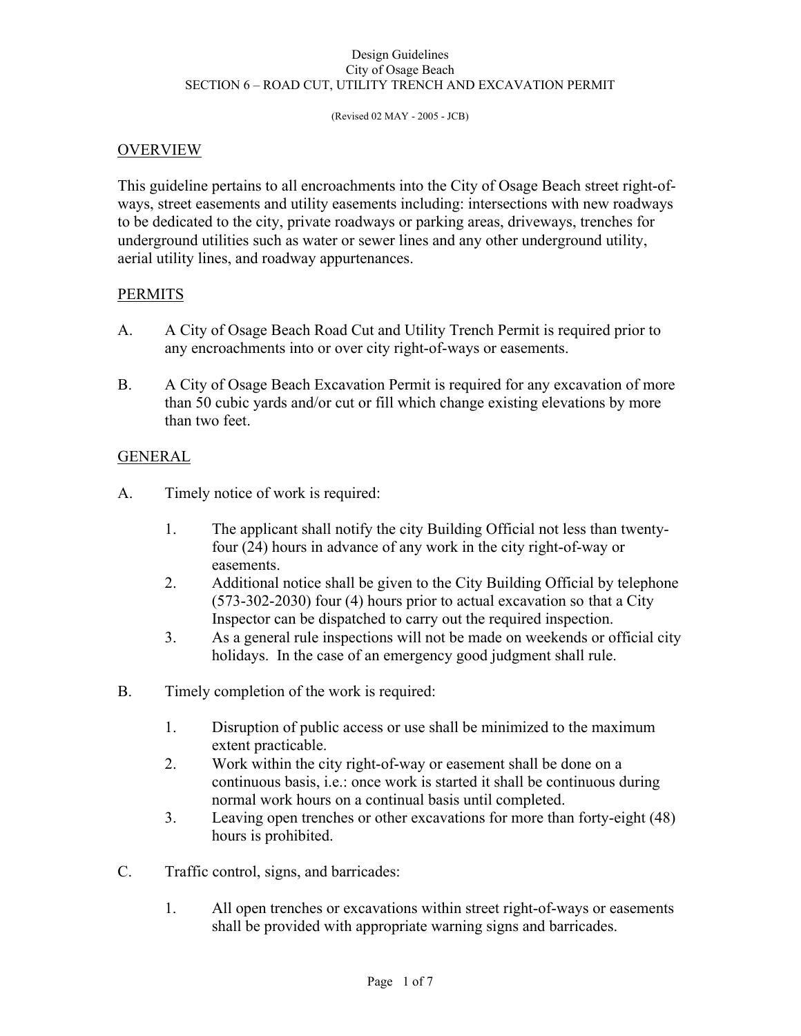Design Guidelines
City of Osage Beach
SECTION 6 – ROAD CUT, UTILITY TRENCH AND EXCAVATION PERMIT

(Revised 02 MAY - 2005 - JCB)

## OVERVIEW

This guideline pertains to all encroachments into the City of Osage Beach street right-of-ways, street easements and utility easements including: intersections with new roadways to be dedicated to the city, private roadways or parking areas, driveways, trenches for underground utilities such as water or sewer lines and any other underground utility, aerial utility lines, and roadway appurtenances.

## PERMITS

A. A City of Osage Beach Road Cut and Utility Trench Permit is required prior to any encroachments into or over city right-of-ways or easements.

B. A City of Osage Beach Excavation Permit is required for any excavation of more than 50 cubic yards and/or cut or fill which change existing elevations by more than two feet.

## GENERAL

A. Timely notice of work is required:

   1. The applicant shall notify the city Building Official not less than twenty-four (24) hours in advance of any work in the city right-of-way or easements.
   2. Additional notice shall be given to the City Building Official by telephone (573-302-2030) four (4) hours prior to actual excavation so that a City Inspector can be dispatched to carry out the required inspection.
   3. As a general rule inspections will not be made on weekends or official city holidays. In the case of an emergency good judgment shall rule.

B. Timely completion of the work is required:

   1. Disruption of public access or use shall be minimized to the maximum extent practicable.
   2. Work within the city right-of-way or easement shall be done on a continuous basis, i.e.: once work is started it shall be continuous during normal work hours on a continual basis until completed.
   3. Leaving open trenches or other excavations for more than forty-eight (48) hours is prohibited.

C. Traffic control, signs, and barricades:

   1. All open trenches or excavations within street right-of-ways or easements shall be provided with appropriate warning signs and barricades.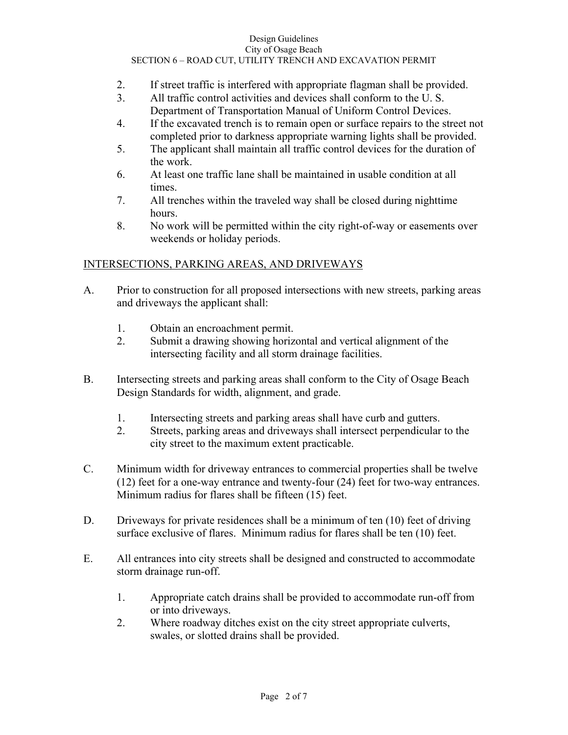2. If street traffic is interfered with appropriate flagman shall be provided.
3. All traffic control activities and devices shall conform to the U. S. Department of Transportation Manual of Uniform Control Devices.
4. If the excavated trench is to remain open or surface repairs to the street not completed prior to darkness appropriate warning lights shall be provided.
5. The applicant shall maintain all traffic control devices for the duration of the work.
6. At least one traffic lane shall be maintained in usable condition at all times.
7. All trenches within the traveled way shall be closed during nighttime hours.
8. No work will be permitted within the city right-of-way or easements over weekends or holiday periods.

## INTERSECTIONS, PARKING AREAS, AND DRIVEWAYS

A. Prior to construction for all proposed intersections with new streets, parking areas and driveways the applicant shall:

   1. Obtain an encroachment permit.
   2. Submit a drawing showing horizontal and vertical alignment of the intersecting facility and all storm drainage facilities.

B. Intersecting streets and parking areas shall conform to the City of Osage Beach Design Standards for width, alignment, and grade.

   1. Intersecting streets and parking areas shall have curb and gutters.
   2. Streets, parking areas and driveways shall intersect perpendicular to the city street to the maximum extent practicable.

C. Minimum width for driveway entrances to commercial properties shall be twelve (12) feet for a one-way entrance and twenty-four (24) feet for two-way entrances. Minimum radius for flares shall be fifteen (15) feet.

D. Driveways for private residences shall be a minimum of ten (10) feet of driving surface exclusive of flares. Minimum radius for flares shall be ten (10) feet.

E. All entrances into city streets shall be designed and constructed to accommodate storm drainage run-off.

   1. Appropriate catch drains shall be provided to accommodate run-off from or into driveways.
   2. Where roadway ditches exist on the city street appropriate culverts, swales, or slotted drains shall be provided.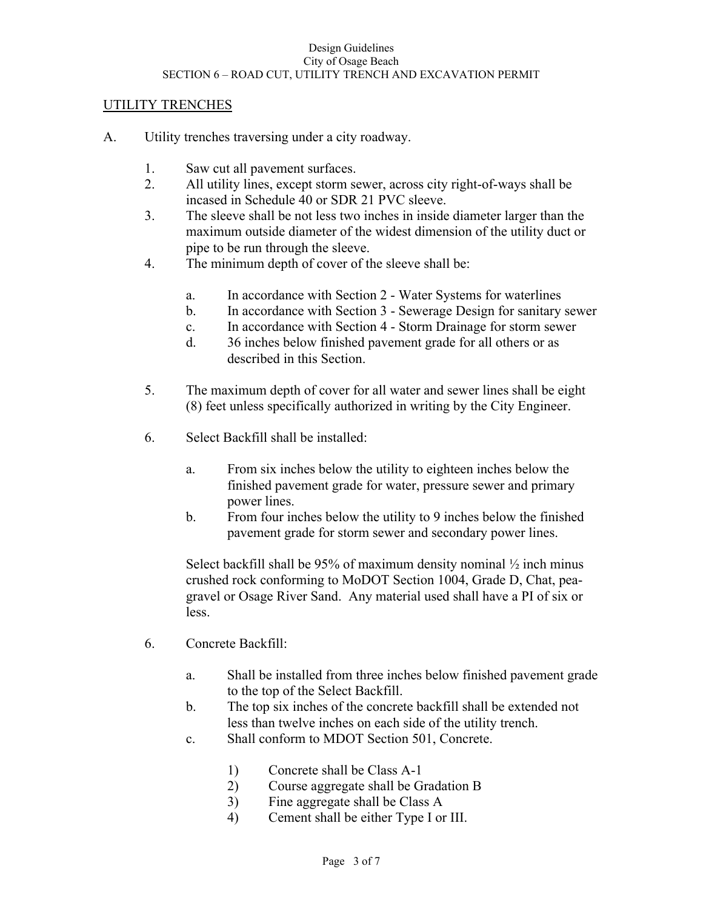## UTILITY TRENCHES

A. Utility trenches traversing under a city roadway.

1. Saw cut all pavement surfaces.
2. All utility lines, except storm sewer, across city right-of-ways shall be incased in Schedule 40 or SDR 21 PVC sleeve.
3. The sleeve shall be not less two inches in inside diameter larger than the maximum outside diameter of the widest dimension of the utility duct or pipe to be run through the sleeve.
4. The minimum depth of cover of the sleeve shall be:

    a. In accordance with Section 2 - Water Systems for waterlines
    b. In accordance with Section 3 - Sewerage Design for sanitary sewer
    c. In accordance with Section 4 - Storm Drainage for storm sewer
    d. 36 inches below finished pavement grade for all others or as described in this Section.

5. The maximum depth of cover for all water and sewer lines shall be eight (8) feet unless specifically authorized in writing by the City Engineer.

6. Select Backfill shall be installed:

    a. From six inches below the utility to eighteen inches below the finished pavement grade for water, pressure sewer and primary power lines.
    b. From four inches below the utility to 9 inches below the finished pavement grade for storm sewer and secondary power lines.

    Select backfill shall be 95% of maximum density nominal ½ inch minus crushed rock conforming to MoDOT Section 1004, Grade D, Chat, pea-gravel or Osage River Sand. Any material used shall have a PI of six or less.

6. Concrete Backfill:

    a. Shall be installed from three inches below finished pavement grade to the top of the Select Backfill.
    b. The top six inches of the concrete backfill shall be extended not less than twelve inches on each side of the utility trench.
    c. Shall conform to MDOT Section 501, Concrete.

        1) Concrete shall be Class A-1
        2) Course aggregate shall be Gradation B
        3) Fine aggregate shall be Class A
        4) Cement shall be either Type I or III.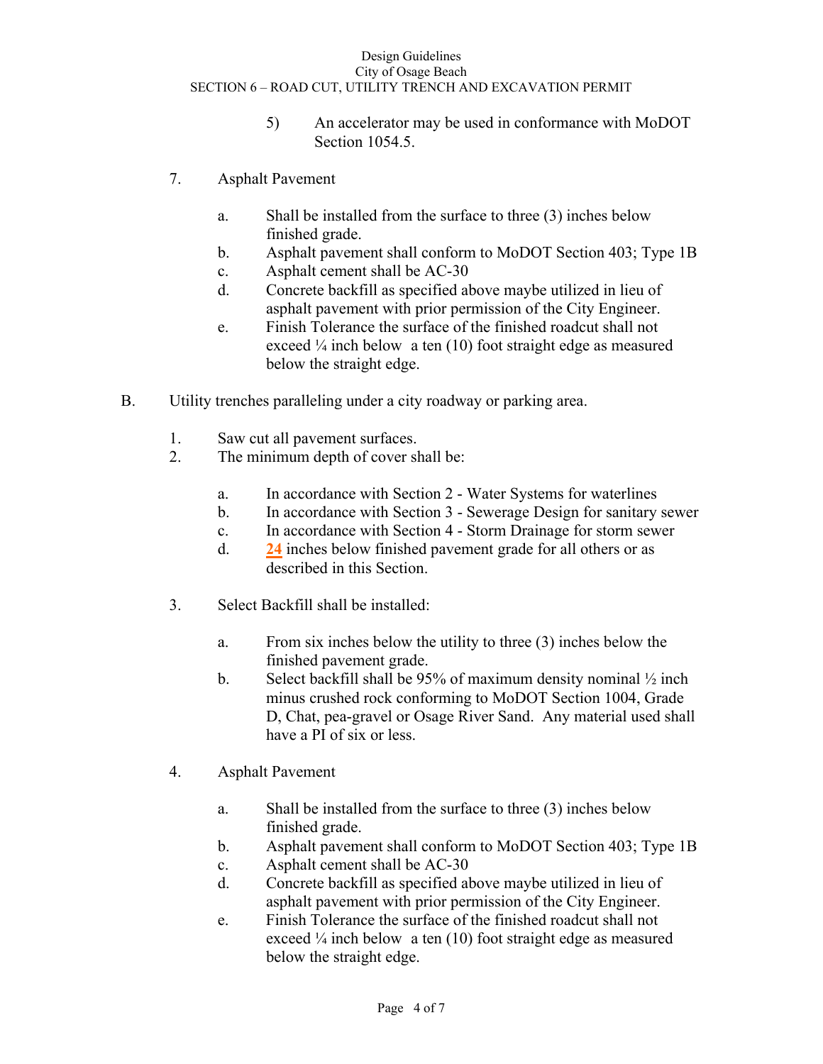5) An accelerator may be used in conformance with MoDOT Section 1054.5.

7. Asphalt Pavement

   a. Shall be installed from the surface to three (3) inches below finished grade.
   b. Asphalt pavement shall conform to MoDOT Section 403; Type 1B
   c. Asphalt cement shall be AC-30
   d. Concrete backfill as specified above maybe utilized in lieu of asphalt pavement with prior permission of the City Engineer.
   e. Finish Tolerance the surface of the finished roadcut shall not exceed ¼ inch below a ten (10) foot straight edge as measured below the straight edge.

B. Utility trenches paralleling under a city roadway or parking area.

   1. Saw cut all pavement surfaces.
   2. The minimum depth of cover shall be:

      a. In accordance with Section 2 - Water Systems for waterlines
      b. In accordance with Section 3 - Sewerage Design for sanitary sewer
      c. In accordance with Section 4 - Storm Drainage for storm sewer
      d. **24** inches below finished pavement grade for all others or as described in this Section.

   3. Select Backfill shall be installed:

      a. From six inches below the utility to three (3) inches below the finished pavement grade.
      b. Select backfill shall be 95% of maximum density nominal ½ inch minus crushed rock conforming to MoDOT Section 1004, Grade D, Chat, pea-gravel or Osage River Sand. Any material used shall have a PI of six or less.

   4. Asphalt Pavement

      a. Shall be installed from the surface to three (3) inches below finished grade.
      b. Asphalt pavement shall conform to MoDOT Section 403; Type 1B
      c. Asphalt cement shall be AC-30
      d. Concrete backfill as specified above maybe utilized in lieu of asphalt pavement with prior permission of the City Engineer.
      e. Finish Tolerance the surface of the finished roadcut shall not exceed ¼ inch below a ten (10) foot straight edge as measured below the straight edge.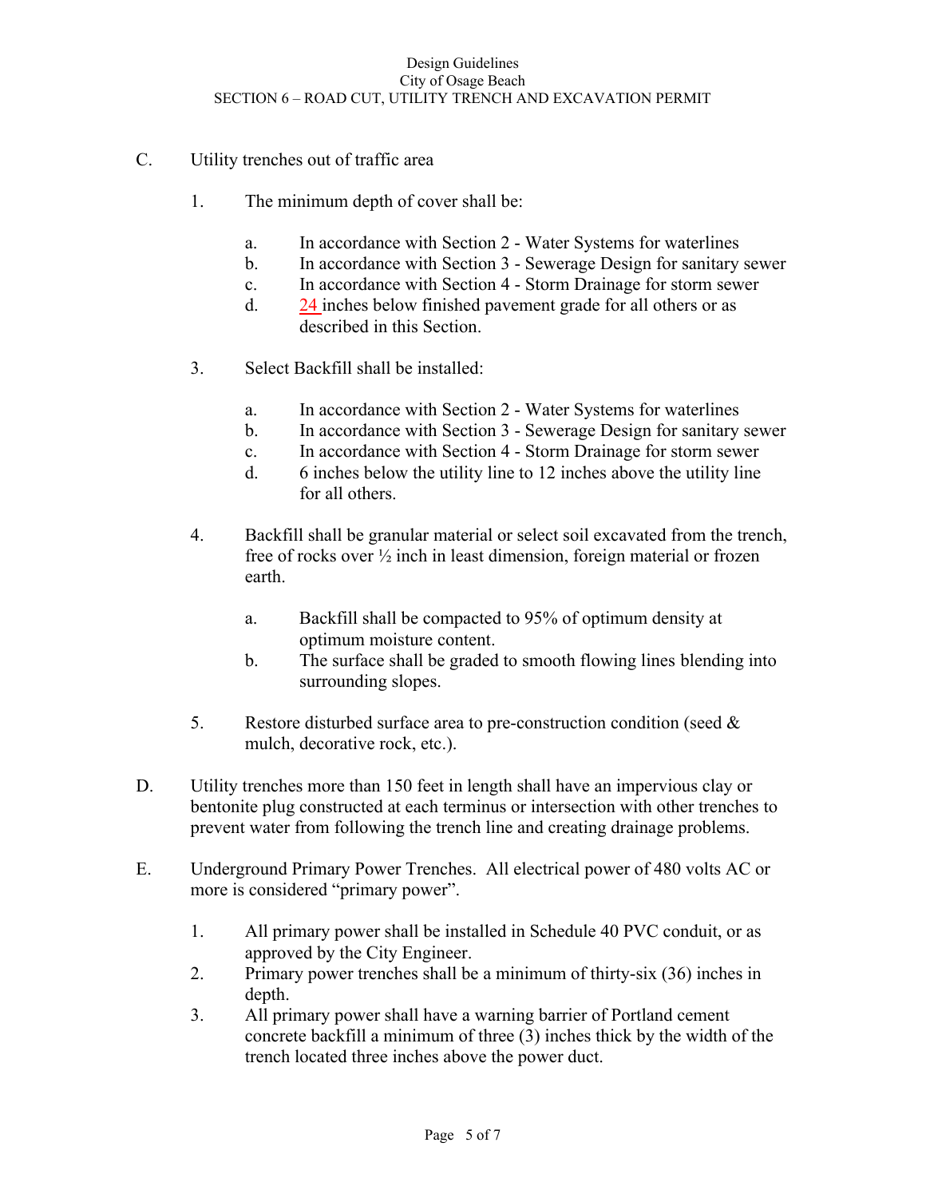C. Utility trenches out of traffic area

1. The minimum depth of cover shall be:

   a. In accordance with Section 2 - Water Systems for waterlines
   b. In accordance with Section 3 - Sewerage Design for sanitary sewer
   c. In accordance with Section 4 - Storm Drainage for storm sewer
   d. 24 inches below finished pavement grade for all others or as described in this Section.

3. Select Backfill shall be installed:

   a. In accordance with Section 2 - Water Systems for waterlines
   b. In accordance with Section 3 - Sewerage Design for sanitary sewer
   c. In accordance with Section 4 - Storm Drainage for storm sewer
   d. 6 inches below the utility line to 12 inches above the utility line for all others.

4. Backfill shall be granular material or select soil excavated from the trench, free of rocks over ½ inch in least dimension, foreign material or frozen earth.

   a. Backfill shall be compacted to 95% of optimum density at optimum moisture content.
   b. The surface shall be graded to smooth flowing lines blending into surrounding slopes.

5. Restore disturbed surface area to pre-construction condition (seed & mulch, decorative rock, etc.).

D. Utility trenches more than 150 feet in length shall have an impervious clay or bentonite plug constructed at each terminus or intersection with other trenches to prevent water from following the trench line and creating drainage problems.

E. Underground Primary Power Trenches. All electrical power of 480 volts AC or more is considered "primary power".

1. All primary power shall be installed in Schedule 40 PVC conduit, or as approved by the City Engineer.
2. Primary power trenches shall be a minimum of thirty-six (36) inches in depth.
3. All primary power shall have a warning barrier of Portland cement concrete backfill a minimum of three (3) inches thick by the width of the trench located three inches above the power duct.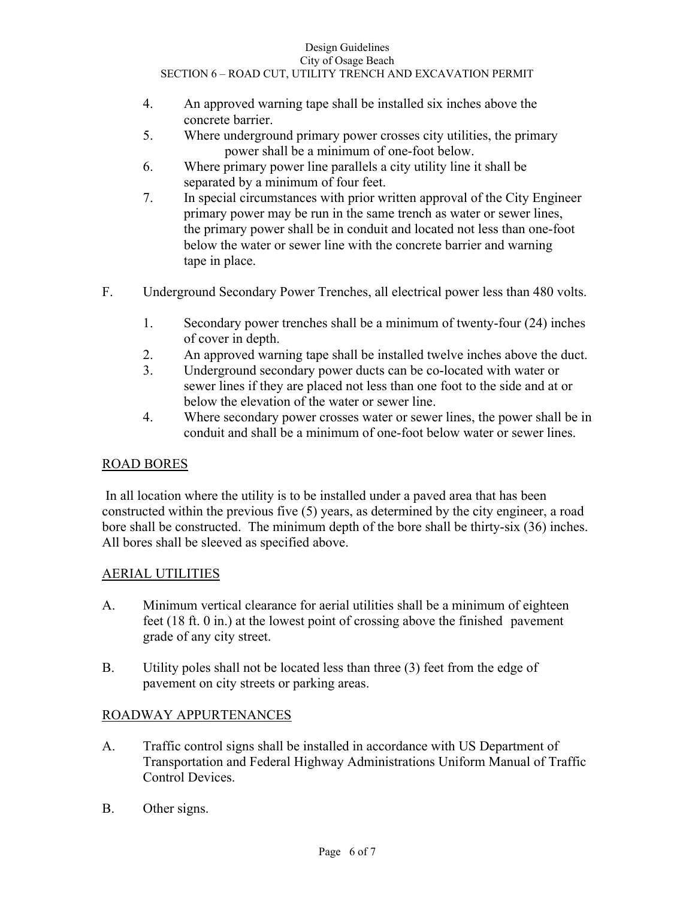4. An approved warning tape shall be installed six inches above the concrete barrier.
5. Where underground primary power crosses city utilities, the primary power shall be a minimum of one-foot below.
6. Where primary power line parallels a city utility line it shall be separated by a minimum of four feet.
7. In special circumstances with prior written approval of the City Engineer primary power may be run in the same trench as water or sewer lines, the primary power shall be in conduit and located not less than one-foot below the water or sewer line with the concrete barrier and warning tape in place.

F. Underground Secondary Power Trenches, all electrical power less than 480 volts.

1. Secondary power trenches shall be a minimum of twenty-four (24) inches of cover in depth.
2. An approved warning tape shall be installed twelve inches above the duct.
3. Underground secondary power ducts can be co-located with water or sewer lines if they are placed not less than one foot to the side and at or below the elevation of the water or sewer line.
4. Where secondary power crosses water or sewer lines, the power shall be in conduit and shall be a minimum of one-foot below water or sewer lines.

## ROAD BORES

In all location where the utility is to be installed under a paved area that has been constructed within the previous five (5) years, as determined by the city engineer, a road bore shall be constructed. The minimum depth of the bore shall be thirty-six (36) inches. All bores shall be sleeved as specified above.

## AERIAL UTILITIES

A. Minimum vertical clearance for aerial utilities shall be a minimum of eighteen feet (18 ft. 0 in.) at the lowest point of crossing above the finished pavement grade of any city street.

B. Utility poles shall not be located less than three (3) feet from the edge of pavement on city streets or parking areas.

## ROADWAY APPURTENANCES

A. Traffic control signs shall be installed in accordance with US Department of Transportation and Federal Highway Administrations Uniform Manual of Traffic Control Devices.

B. Other signs.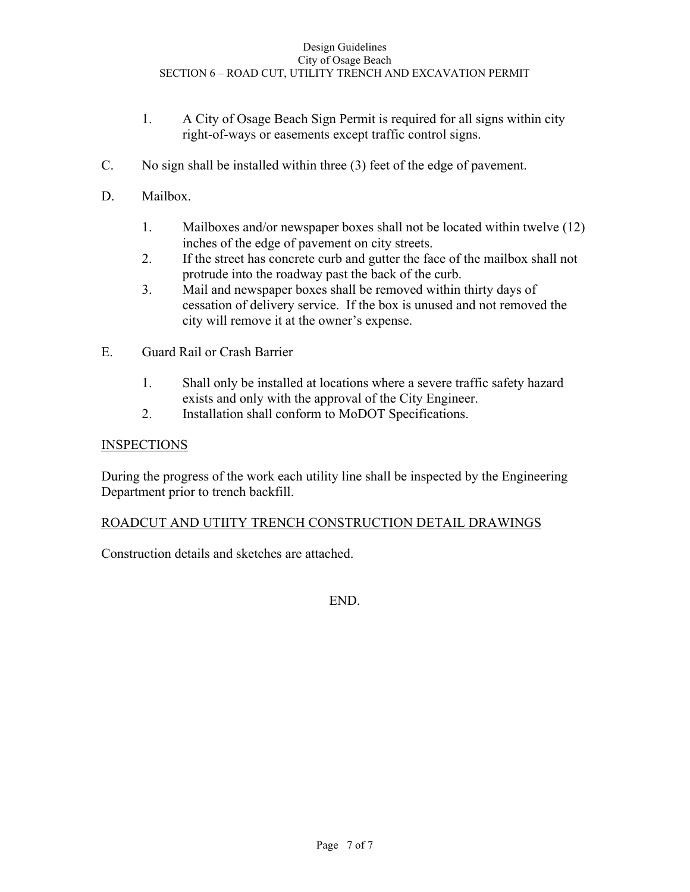1. A City of Osage Beach Sign Permit is required for all signs within city right-of-ways or easements except traffic control signs.

C. No sign shall be installed within three (3) feet of the edge of pavement.

D. Mailbox.

1. Mailboxes and/or newspaper boxes shall not be located within twelve (12) inches of the edge of pavement on city streets.
2. If the street has concrete curb and gutter the face of the mailbox shall not protrude into the roadway past the back of the curb.
3. Mail and newspaper boxes shall be removed within thirty days of cessation of delivery service. If the box is unused and not removed the city will remove it at the owner's expense.

E. Guard Rail or Crash Barrier

1. Shall only be installed at locations where a severe traffic safety hazard exists and only with the approval of the City Engineer.
2. Installation shall conform to MoDOT Specifications.

## INSPECTIONS

During the progress of the work each utility line shall be inspected by the Engineering Department prior to trench backfill.

## ROADCUT AND UTIITY TRENCH CONSTRUCTION DETAIL DRAWINGS

Construction details and sketches are attached.

END.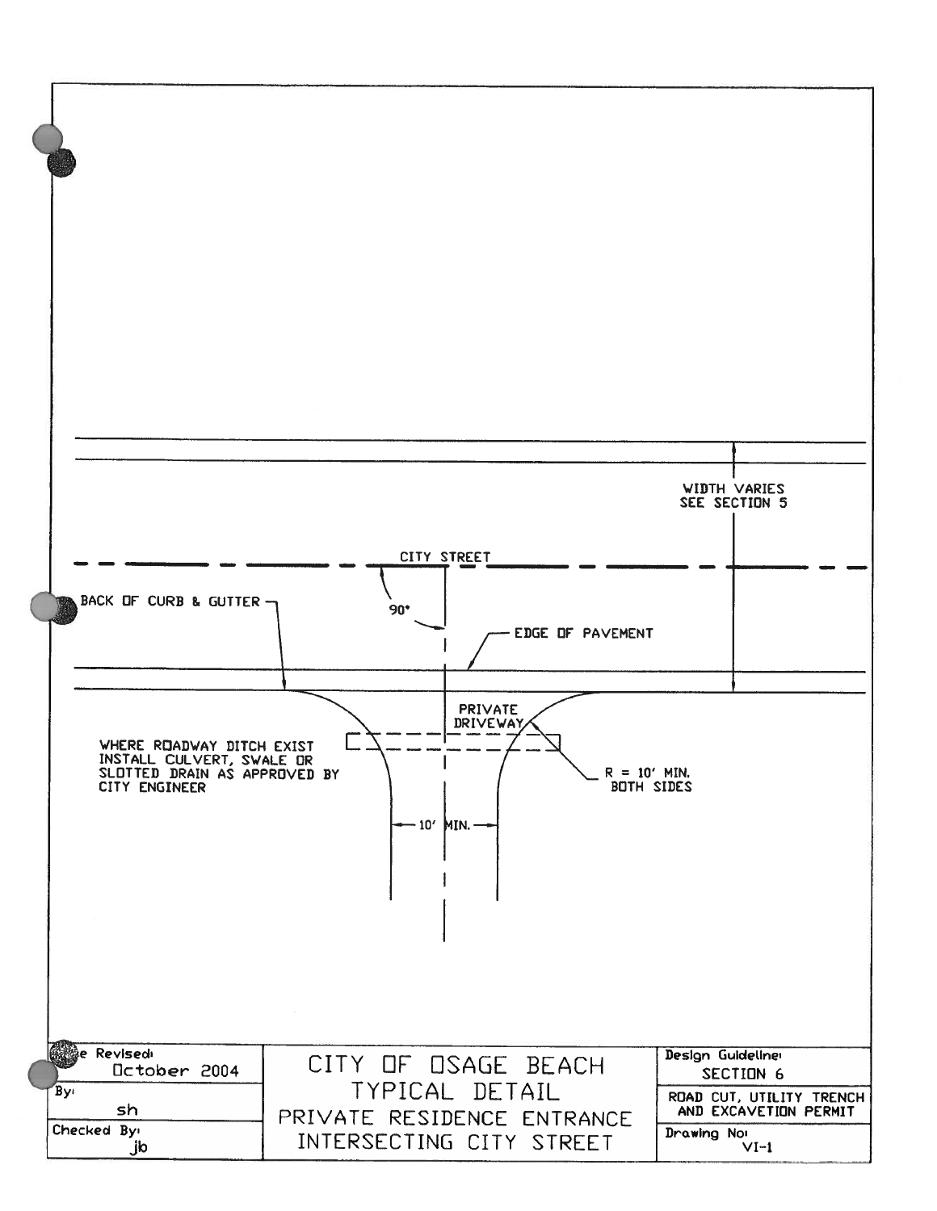WIDTH VARIES
SEE SECTION 5

CITY STREET

90°

BACK OF CURB & GUTTER

EDGE OF PAVEMENT

PRIVATE
DRIVEWAY

WHERE ROADWAY DITCH EXIST
INSTALL CULVERT, SWALE OR
SLOTTED DRAIN AS APPROVED BY
CITY ENGINEER

R = 10' MIN.
BOTH SIDES

10' MIN.

| Date Revised: October 2004 | CITY OF OSAGE BEACH<br>TYPICAL DETAIL<br>PRIVATE RESIDENCE ENTRANCE<br>INTERSECTING CITY STREET | Design Guideline: SECTION 6 |
|---|---|---|
| By: sh | | ROAD CUT, UTILITY TRENCH AND EXCAVETION PERMIT |
| Checked By: jb | | Drawing No: VI-1 |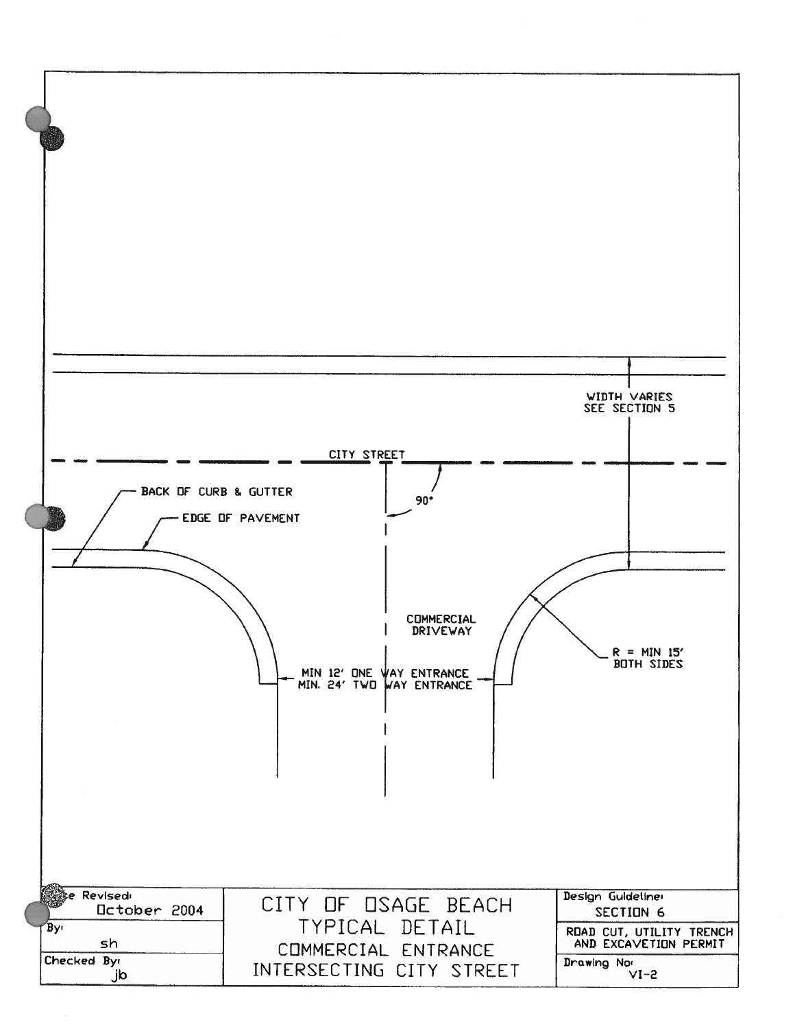WIDTH VARIES
SEE SECTION 5

CITY STREET

90°

BACK OF CURB & GUTTER

EDGE OF PAVEMENT

COMMERCIAL
DRIVEWAY

R = MIN 15'
BOTH SIDES

MIN 12' ONE WAY ENTRANCE
MIN. 24' TWO WAY ENTRANCE

| Date Revised: October 2004 | CITY OF OSAGE BEACH | Design Guideline: SECTION 6 |
|---|---|---|
| By: sh | TYPICAL DETAIL | ROAD CUT, UTILITY TRENCH AND EXCAVETION PERMIT |
| Checked By: jb | COMMERCIAL ENTRANCE INTERSECTING CITY STREET | Drawing No: VI-2 |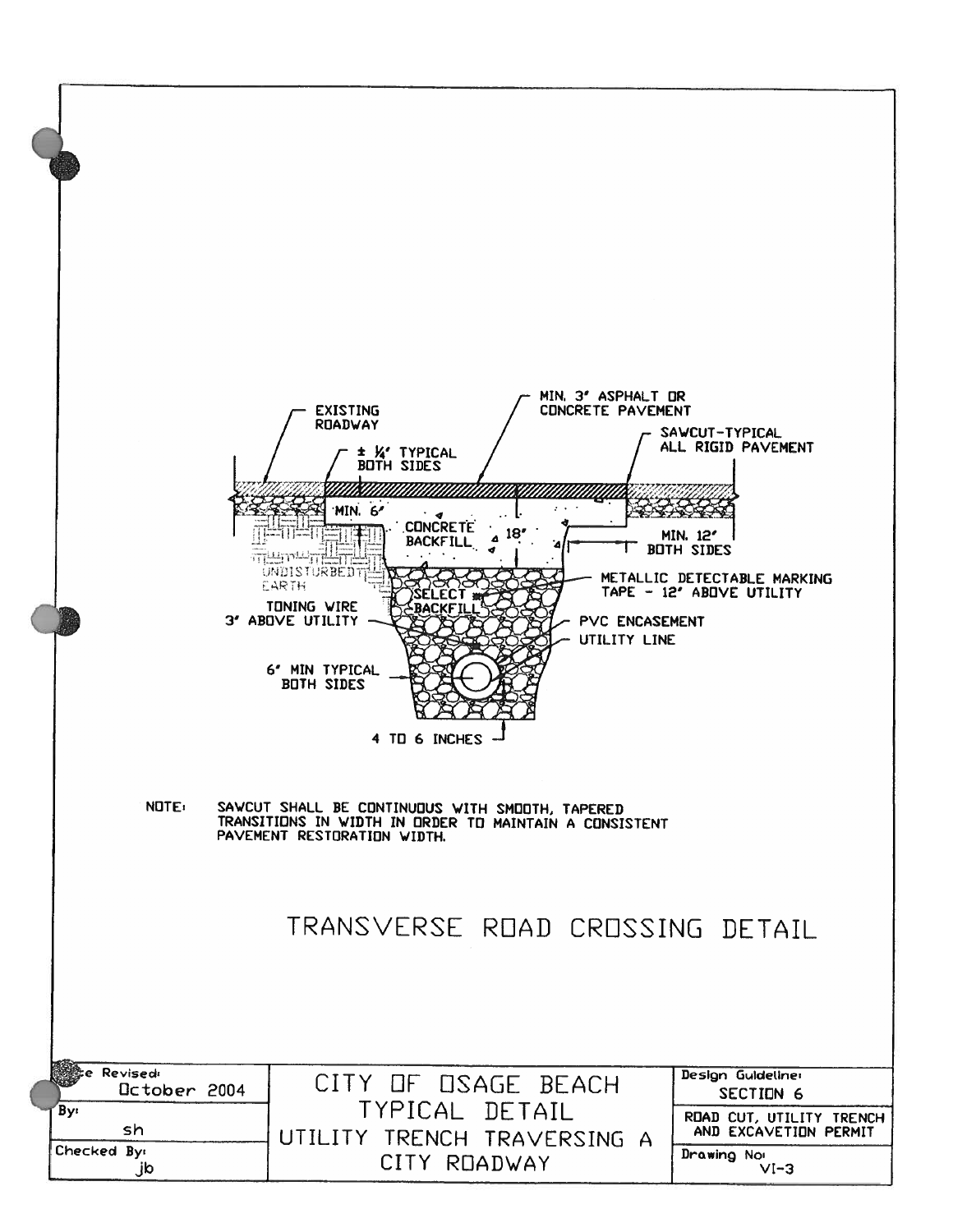EXISTING ROADWAY

± ¼" TYPICAL BOTH SIDES

MIN. 3" ASPHALT OR CONCRETE PAVEMENT

SAWCUT-TYPICAL ALL RIGID PAVEMENT

MIN. 6"

CONCRETE BACKFILL

18"

MIN. 12" BOTH SIDES

UNDISTURBED EARTH

METALLIC DETECTABLE MARKING TAPE - 12" ABOVE UTILITY

SELECT BACKFILL

TONING WIRE 3" ABOVE UTILITY

PVC ENCASEMENT

UTILITY LINE

6" MIN TYPICAL BOTH SIDES

4 TO 6 INCHES

NOTE: SAWCUT SHALL BE CONTINUOUS WITH SMOOTH, TAPERED TRANSITIONS IN WIDTH IN ORDER TO MAINTAIN A CONSISTENT PAVEMENT RESTORATION WIDTH.

# TRANSVERSE ROAD CROSSING DETAIL

| Date Revised: October 2004 | CITY OF OSAGE BEACH | Design Guideline: SECTION 6 |
| --- | --- | --- |
| By: sh | TYPICAL DETAIL | ROAD CUT, UTILITY TRENCH AND EXCAVETION PERMIT |
| Checked By: jb | UTILITY TRENCH TRAVERSING A CITY ROADWAY | Drawing No: VI-3 |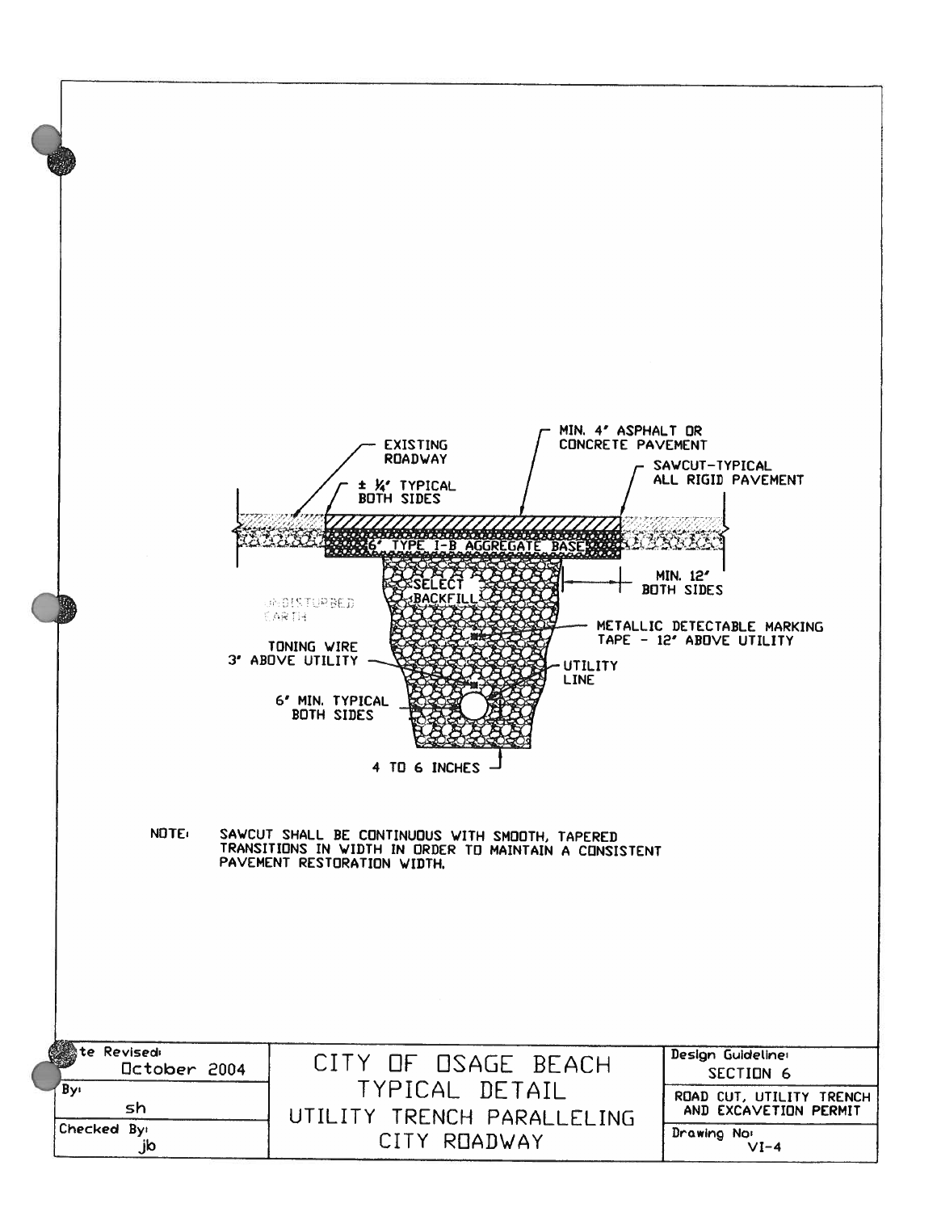EXISTING ROADWAY

± ¼" TYPICAL BOTH SIDES

MIN. 4" ASPHALT OR CONCRETE PAVEMENT

SAWCUT–TYPICAL ALL RIGID PAVEMENT

6" TYPE I-B AGGREGATE BASE

MIN. 12" BOTH SIDES

SELECT BACKFILL

UNDISTURBED EARTH

METALLIC DETECTABLE MARKING TAPE – 12" ABOVE UTILITY

TONING WIRE 3" ABOVE UTILITY

UTILITY LINE

6" MIN. TYPICAL BOTH SIDES

4 TO 6 INCHES

**NOTE:** SAWCUT SHALL BE CONTINUOUS WITH SMOOTH, TAPERED TRANSITIONS IN WIDTH IN ORDER TO MAINTAIN A CONSISTENT PAVEMENT RESTORATION WIDTH.

| Date Revised: October 2004 | CITY OF OSAGE BEACH | Design Guideline: SECTION 6 |
| --- | --- | --- |
| By: sh | TYPICAL DETAIL | ROAD CUT, UTILITY TRENCH AND EXCAVETION PERMIT |
| Checked By: jb | UTILITY TRENCH PARALLELING CITY ROADWAY | Drawing No: VI-4 |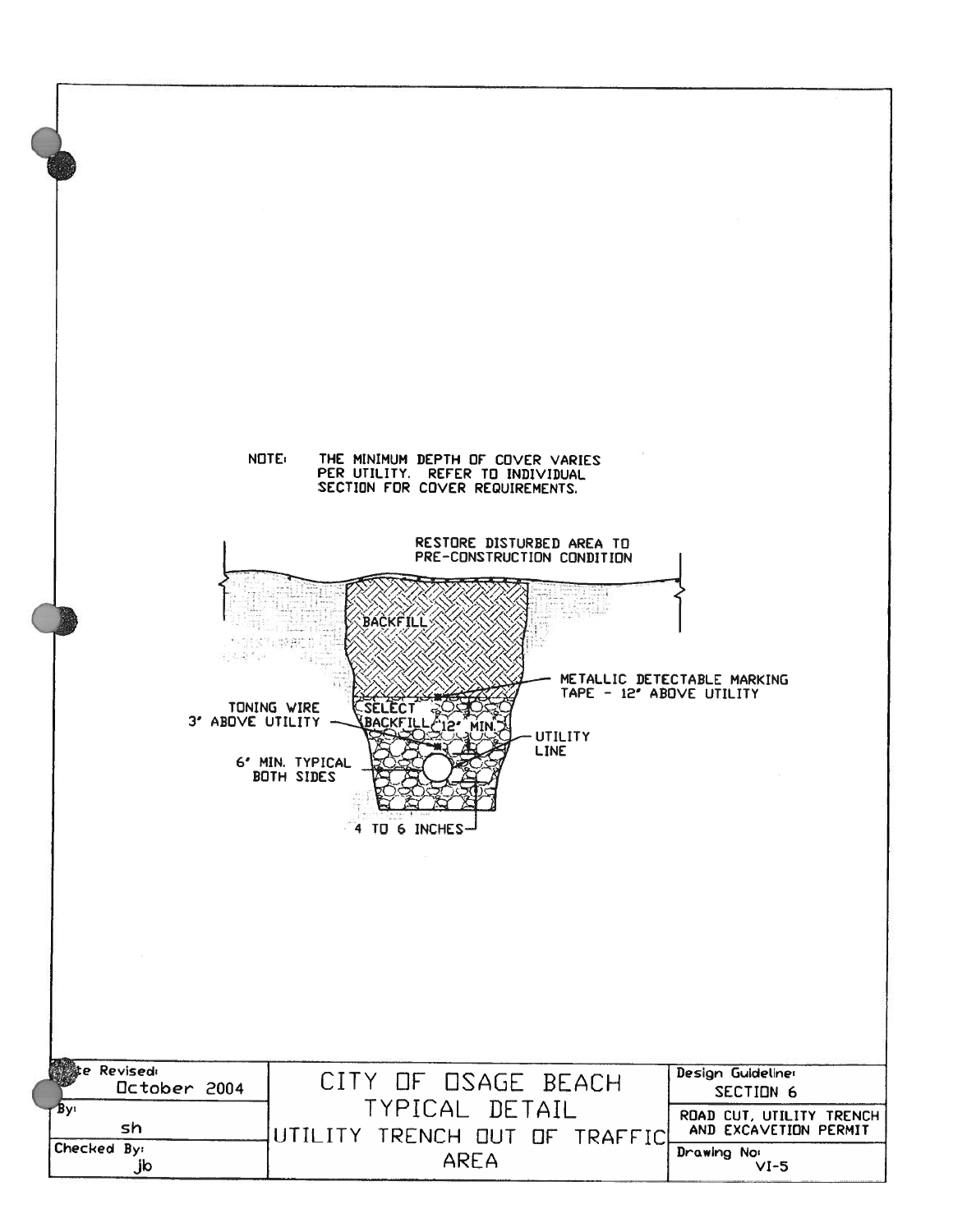NOTE: THE MINIMUM DEPTH OF COVER VARIES PER UTILITY. REFER TO INDIVIDUAL SECTION FOR COVER REQUIREMENTS.

RESTORE DISTURBED AREA TO PRE-CONSTRUCTION CONDITION

BACKFILL

METALLIC DETECTABLE MARKING TAPE - 12" ABOVE UTILITY

TONING WIRE 3" ABOVE UTILITY

SELECT BACKFILL

12" MIN.

UTILITY LINE

6" MIN. TYPICAL BOTH SIDES

4 TO 6 INCHES

| Date Revised: October 2004 | CITY OF OSAGE BEACH TYPICAL DETAIL UTILITY TRENCH OUT OF TRAFFIC AREA | Design Guideline: SECTION 6 |
|---|---|---|
| By: sh | | ROAD CUT, UTILITY TRENCH AND EXCAVETION PERMIT |
| Checked By: jb | | Drawing No: VI-5 |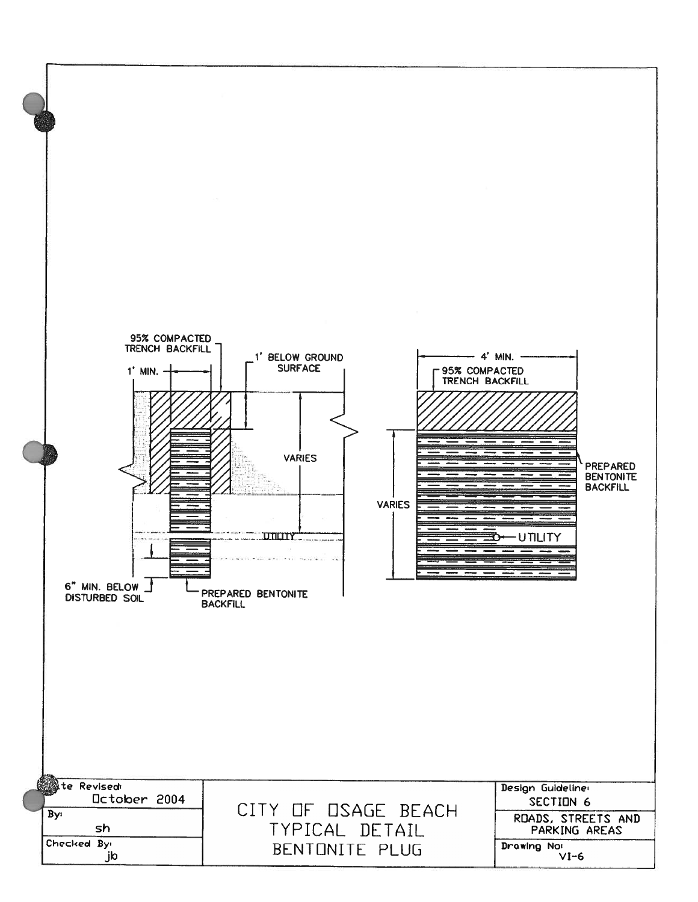95% COMPACTED TRENCH BACKFILL

1' MIN.

1' BELOW GROUND SURFACE

VARIES

UTILITY

6" MIN. BELOW DISTURBED SOIL

PREPARED BENTONITE BACKFILL

4' MIN.

95% COMPACTED TRENCH BACKFILL

PREPARED BENTONITE BACKFILL

VARIES

UTILITY

| Date Revised: October 2004 | CITY OF OSAGE BEACH TYPICAL DETAIL BENTONITE PLUG | Design Guideline: SECTION 6 |
|---|---|---|
| By: sh | | ROADS, STREETS AND PARKING AREAS |
| Checked By: jb | | Drawing No: VI-6 |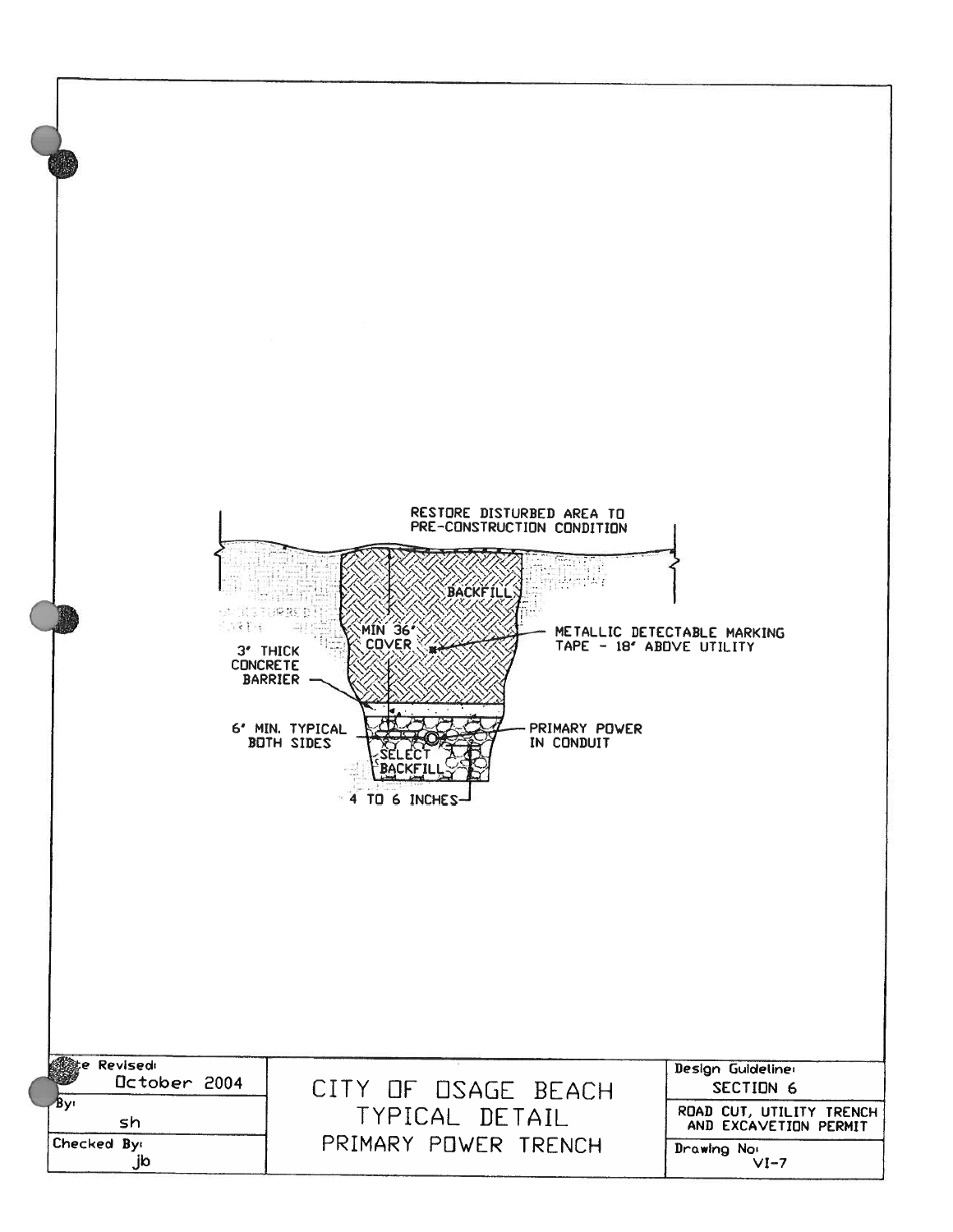RESTORE DISTURBED AREA TO PRE-CONSTRUCTION CONDITION

BACKFILL

UNDISTURBED EARTH

MIN 36" COVER

METALLIC DETECTABLE MARKING TAPE - 18" ABOVE UTILITY

3" THICK CONCRETE BARRIER

6" MIN. TYPICAL BOTH SIDES

PRIMARY POWER IN CONDUIT

SELECT BACKFILL

4 TO 6 INCHES

| Date Revised: October 2004 | CITY OF OSAGE BEACH<br>TYPICAL DETAIL<br>PRIMARY POWER TRENCH | Design Guideline: SECTION 6 |
|---|---|---|
| By: sh | | ROAD CUT, UTILITY TRENCH AND EXCAVETION PERMIT |
| Checked By: jb | | Drawing No: VI-7 |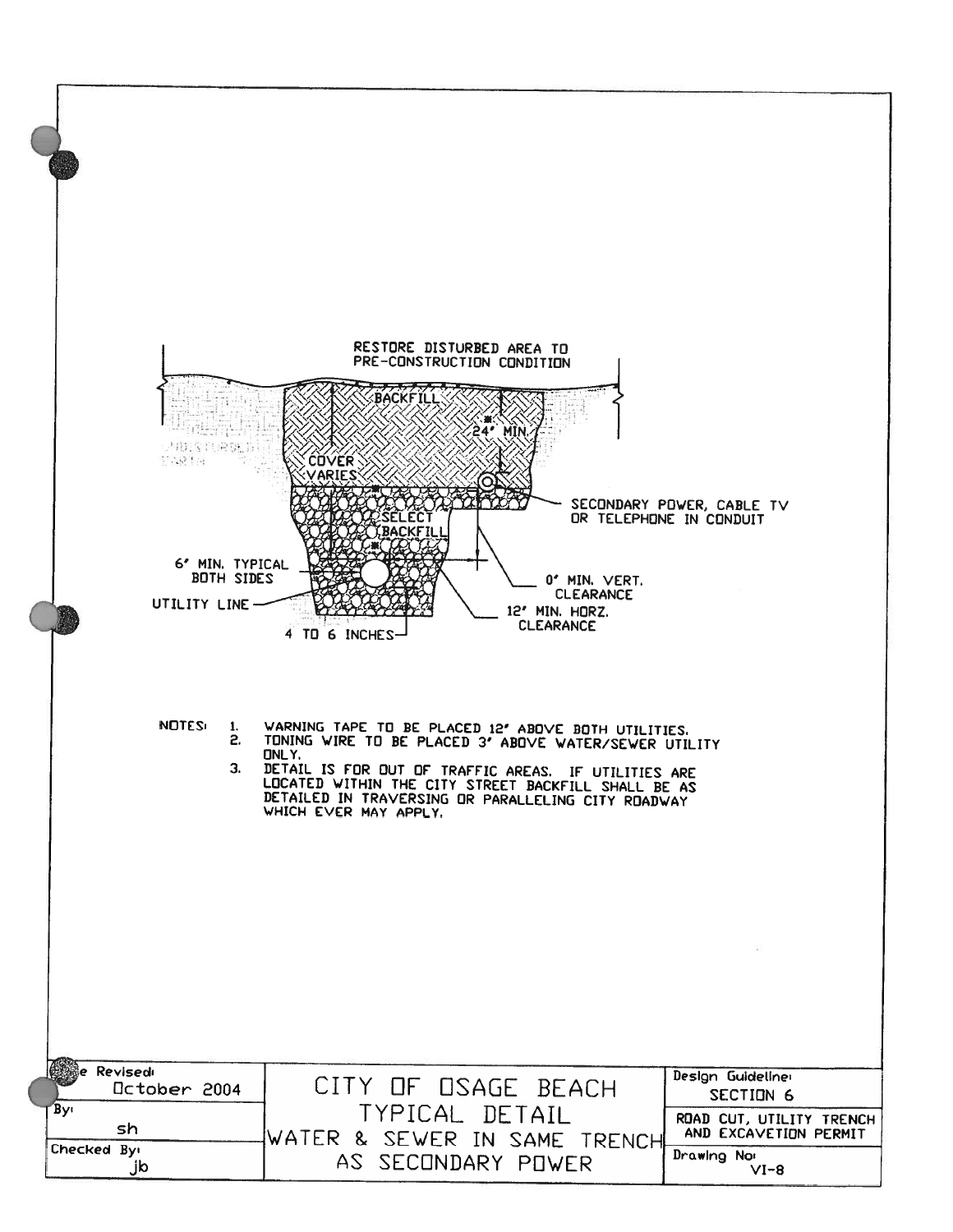RESTORE DISTURBED AREA TO PRE-CONSTRUCTION CONDITION

BACKFILL

24" MIN.

UNDISTURBED EARTH

COVER VARIES

SELECT BACKFILL

SECONDARY POWER, CABLE TV OR TELEPHONE IN CONDUIT

6" MIN. TYPICAL BOTH SIDES

UTILITY LINE

0" MIN. VERT. CLEARANCE

12" MIN. HORZ. CLEARANCE

4 TO 6 INCHES

NOTES:

1. WARNING TAPE TO BE PLACED 12" ABOVE BOTH UTILITIES.
2. TONING WIRE TO BE PLACED 3" ABOVE WATER/SEWER UTILITY ONLY.
3. DETAIL IS FOR OUT OF TRAFFIC AREAS. IF UTILITIES ARE LOCATED WITHIN THE CITY STREET BACKFILL SHALL BE AS DETAILED IN TRAVERSING OR PARALLELING CITY ROADWAY WHICH EVER MAY APPLY.

| Date Revised: October 2004 | CITY OF OSAGE BEACH | Design Guideline: SECTION 6 |
|---|---|---|
| By: sh | TYPICAL DETAIL | ROAD CUT, UTILITY TRENCH AND EXCAVETION PERMIT |
| Checked By: jb | WATER & SEWER IN SAME TRENCH AS SECONDARY POWER | Drawing No: VI-8 |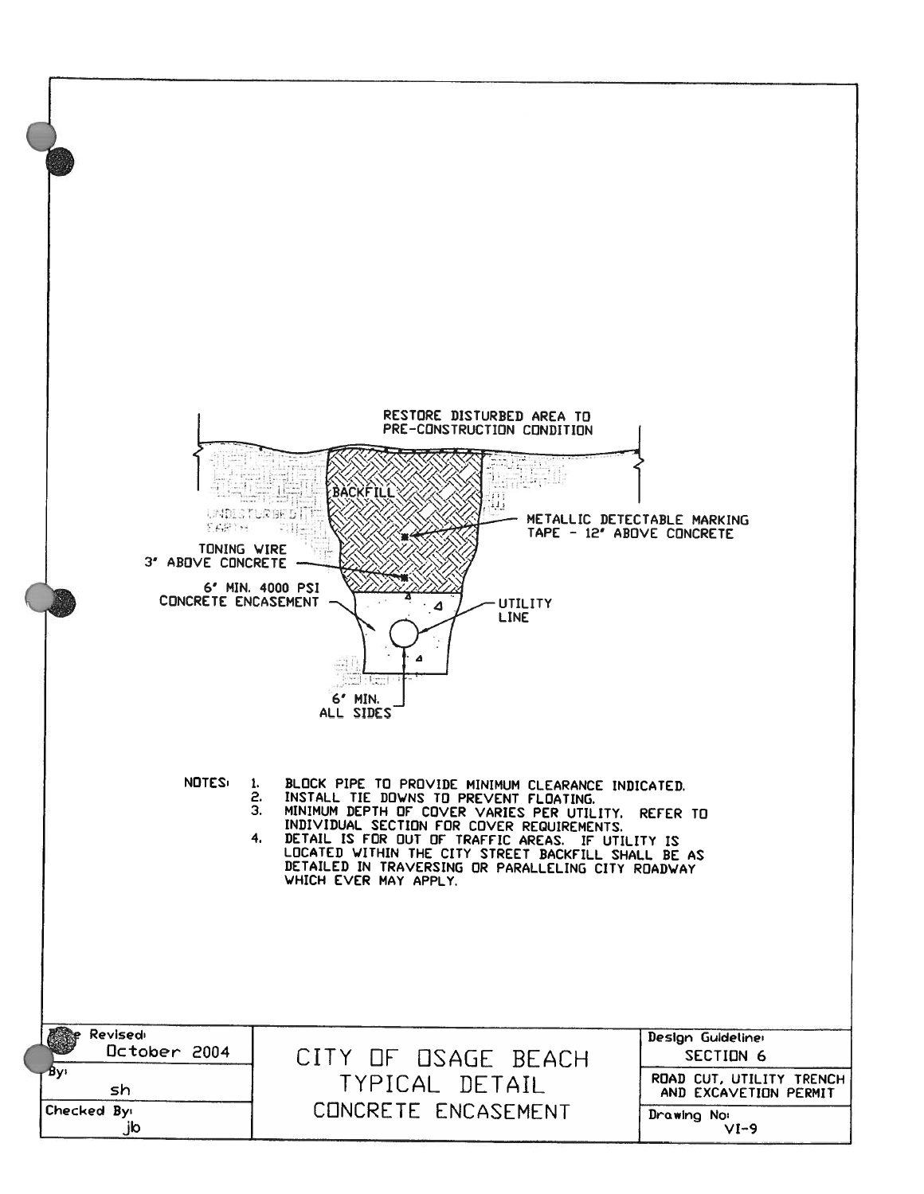RESTORE DISTURBED AREA TO PRE-CONSTRUCTION CONDITION

BACKFILL

UNDISTURBED EARTH

METALLIC DETECTABLE MARKING TAPE - 12" ABOVE CONCRETE

TONING WIRE 3" ABOVE CONCRETE

6" MIN. 4000 PSI CONCRETE ENCASEMENT

UTILITY LINE

6" MIN. ALL SIDES

NOTES:

1. BLOCK PIPE TO PROVIDE MINIMUM CLEARANCE INDICATED.
2. INSTALL TIE DOWNS TO PREVENT FLOATING.
3. MINIMUM DEPTH OF COVER VARIES PER UTILITY. REFER TO INDIVIDUAL SECTION FOR COVER REQUIREMENTS.
4. DETAIL IS FOR OUT OF TRAFFIC AREAS. IF UTILITY IS LOCATED WITHIN THE CITY STREET BACKFILL SHALL BE AS DETAILED IN TRAVERSING OR PARALLELING CITY ROADWAY WHICH EVER MAY APPLY.

| Date Revised: October 2004 | CITY OF OSAGE BEACH | Design Guideline: SECTION 6 |
|---|---|---|
| By: sh | TYPICAL DETAIL | ROAD CUT, UTILITY TRENCH AND EXCAVETION PERMIT |
| Checked By: jb | CONCRETE ENCASEMENT | Drawing No: VI-9 |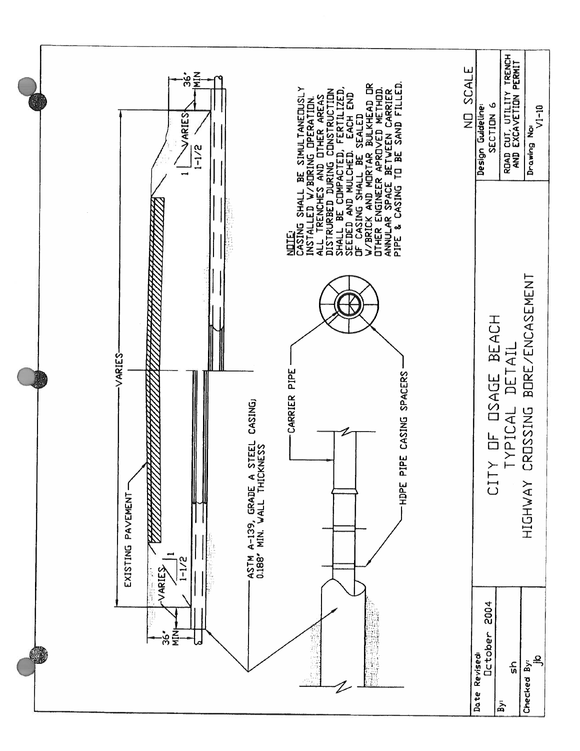EXISTING PAVEMENT

VARIES

VARIES

1

1-1/2

36" MIN

ASTM A-139, GRADE A STEEL CASING; 0.188" MIN. WALL THICKNESS

CARRIER PIPE

HDPE PIPE CASING SPACERS

**NOTE:**
CASING SHALL BE SIMULTANEOUSLY INSTALLED W/BORING OPERATION. ALL TRENCHES AND OTHER AREAS DISTRURBED DURING CONSTRUCTION SHALL BE COMPACTED, FERTILIZED, SEEDED AND MULCHED. EACH END OF CASING SHALL BE SEALED W/BRICK AND MORTAR BULKHEAD OR OTHER ENGINEER APROVED METHOD. ANNULAR SPACE BETWEEN CARRIER PIPE & CASING TO BE SAND FILLED.

NO SCALE

| Date Revised: October 2004 | CITY OF OSAGE BEACH | Design Guideline: SECTION 6 |
|---|---|---|
| By: sh | TYPICAL DETAIL | ROAD CUT, UTILITY TRENCH AND EXCAVATION PERMIT |
| Checked By: jb | HIGHWAY CROSSING BORE/ENCASEMENT | Drawing No: VI-10 |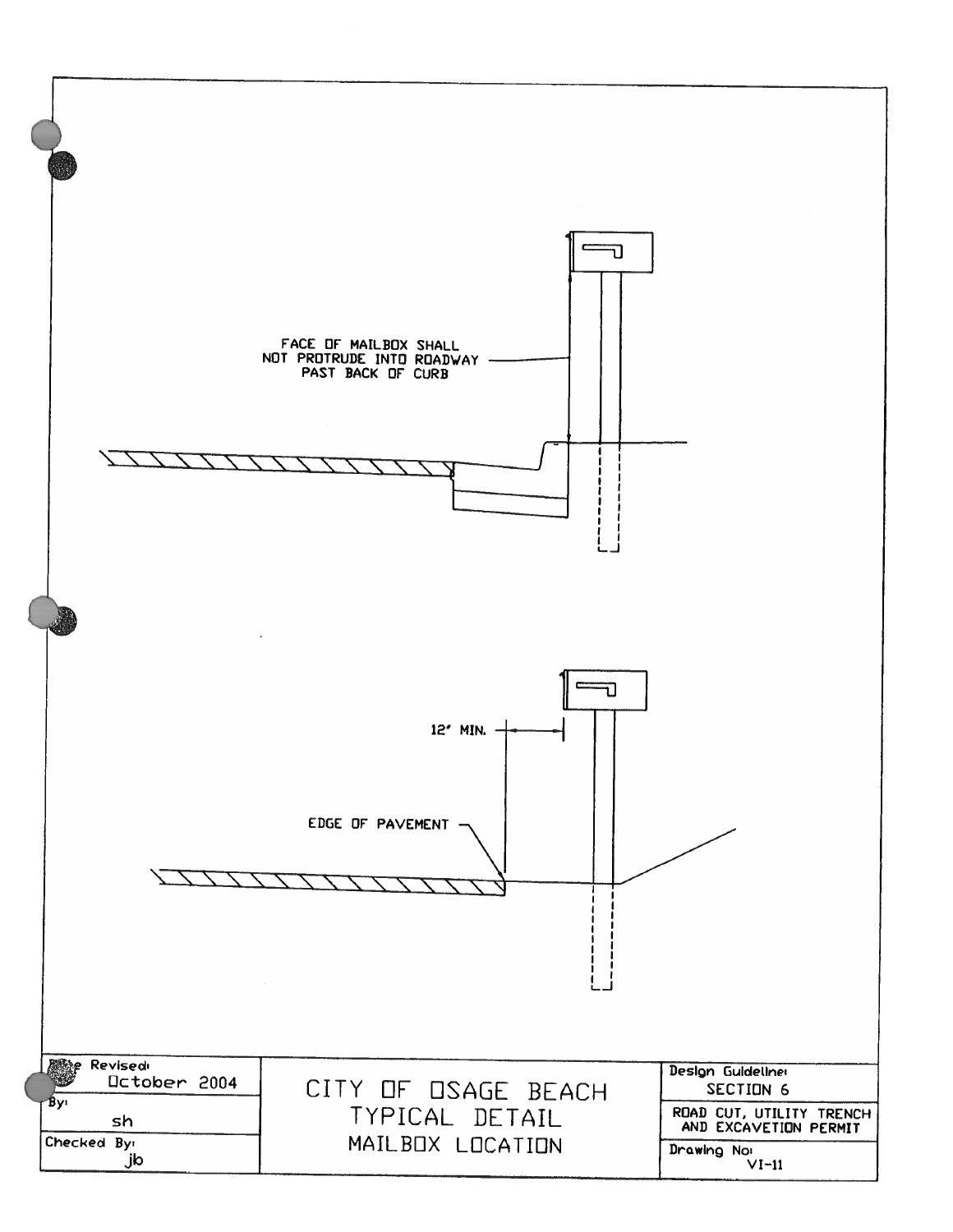FACE OF MAILBOX SHALL NOT PROTRUDE INTO ROADWAY PAST BACK OF CURB

12" MIN.

EDGE OF PAVEMENT

| | | |
|---|---|---|
| Date Revised: October 2004 | CITY OF OSAGE BEACH TYPICAL DETAIL MAILBOX LOCATION | Design Guideline: SECTION 6 |
| By: sh | | ROAD CUT, UTILITY TRENCH AND EXCAVETION PERMIT |
| Checked By: jb | | Drawing No: VI-11 |